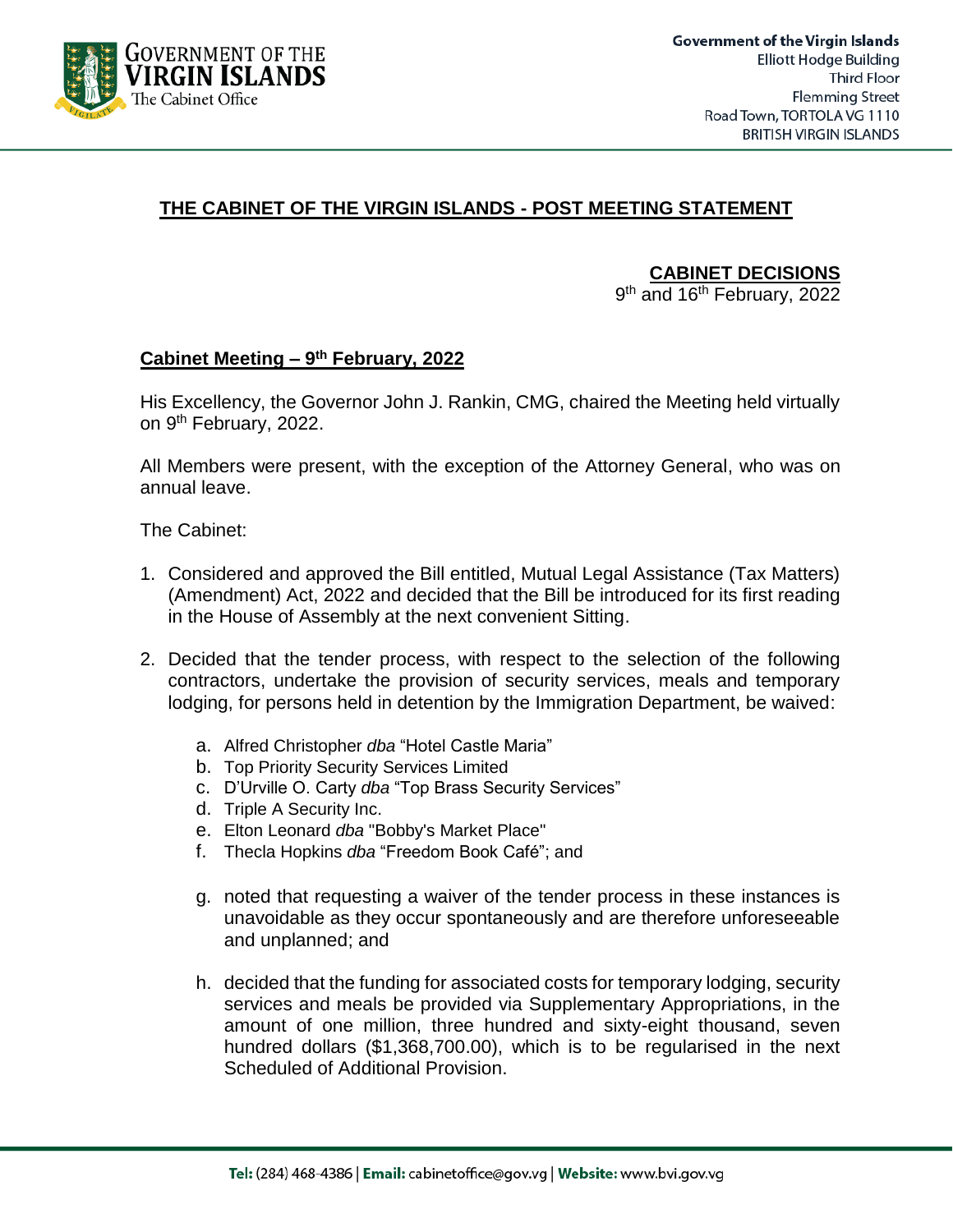Government of the Virgin Islands
Elliott Hodge Building
Third Floor
Flemming Street
Road Town, TORTOLA VG 1110
BRITISH VIRGIN ISLANDS

# THE CABINET OF THE VIRGIN ISLANDS - POST MEETING STATEMENT

**CABINET DECISIONS**
9th and 16th February, 2022

## Cabinet Meeting – 9th February, 2022

His Excellency, the Governor John J. Rankin, CMG, chaired the Meeting held virtually on 9th February, 2022.

All Members were present, with the exception of the Attorney General, who was on annual leave.

The Cabinet:

1. Considered and approved the Bill entitled, Mutual Legal Assistance (Tax Matters) (Amendment) Act, 2022 and decided that the Bill be introduced for its first reading in the House of Assembly at the next convenient Sitting.

2. Decided that the tender process, with respect to the selection of the following contractors, undertake the provision of security services, meals and temporary lodging, for persons held in detention by the Immigration Department, be waived:

   a. Alfred Christopher *dba* "Hotel Castle Maria"
   b. Top Priority Security Services Limited
   c. D'Urville O. Carty *dba* "Top Brass Security Services"
   d. Triple A Security Inc.
   e. Elton Leonard *dba* "Bobby's Market Place"
   f. Thecla Hopkins *dba* "Freedom Book Café"; and

   g. noted that requesting a waiver of the tender process in these instances is unavoidable as they occur spontaneously and are therefore unforeseeable and unplanned; and

   h. decided that the funding for associated costs for temporary lodging, security services and meals be provided via Supplementary Appropriations, in the amount of one million, three hundred and sixty-eight thousand, seven hundred dollars ($1,368,700.00), which is to be regularised in the next Scheduled of Additional Provision.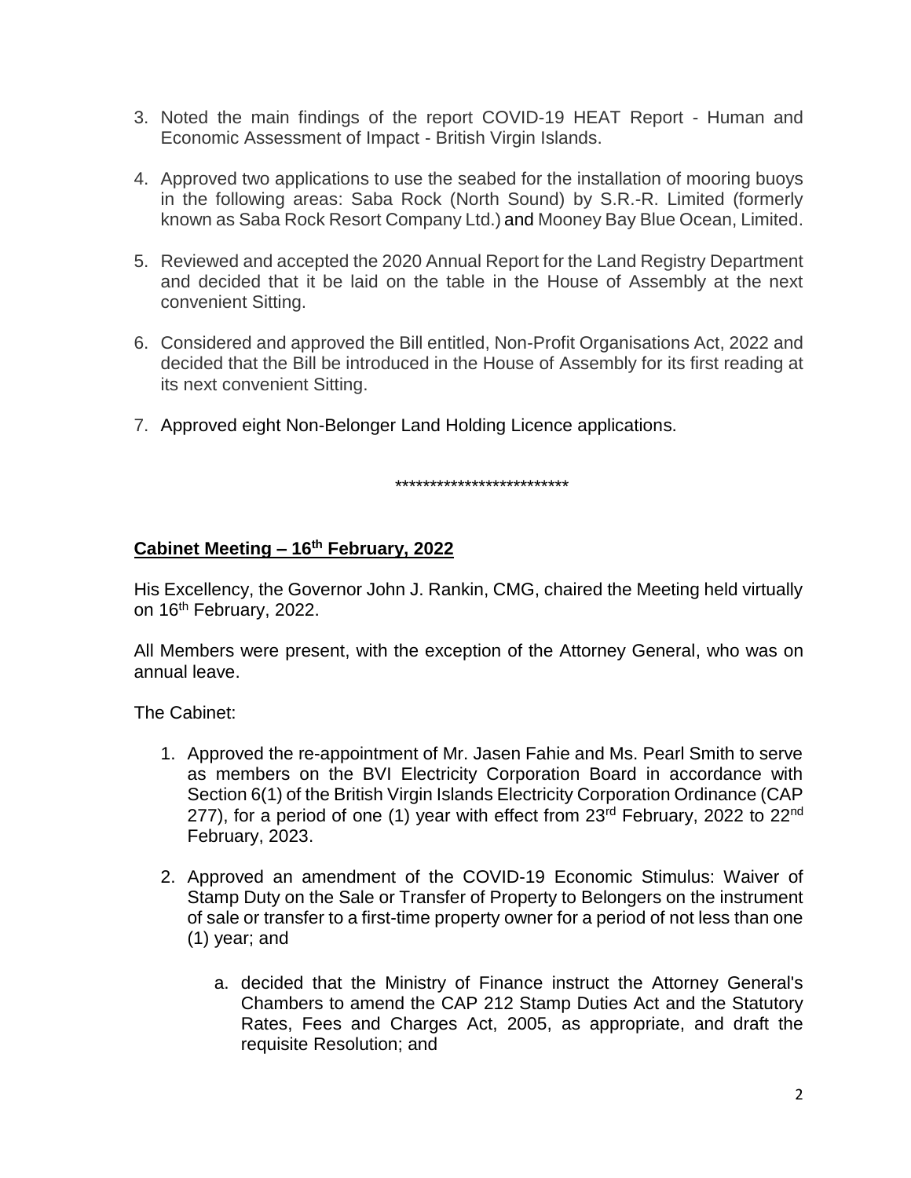3. Noted the main findings of the report COVID-19 HEAT Report - Human and Economic Assessment of Impact - British Virgin Islands.

4. Approved two applications to use the seabed for the installation of mooring buoys in the following areas: Saba Rock (North Sound) by S.R.-R. Limited (formerly known as Saba Rock Resort Company Ltd.) and Mooney Bay Blue Ocean, Limited.

5. Reviewed and accepted the 2020 Annual Report for the Land Registry Department and decided that it be laid on the table in the House of Assembly at the next convenient Sitting.

6. Considered and approved the Bill entitled, Non-Profit Organisations Act, 2022 and decided that the Bill be introduced in the House of Assembly for its first reading at its next convenient Sitting.

7. Approved eight Non-Belonger Land Holding Licence applications.

*************************

**Cabinet Meeting – 16th February, 2022**

His Excellency, the Governor John J. Rankin, CMG, chaired the Meeting held virtually on 16th February, 2022.

All Members were present, with the exception of the Attorney General, who was on annual leave.

The Cabinet:

1. Approved the re-appointment of Mr. Jasen Fahie and Ms. Pearl Smith to serve as members on the BVI Electricity Corporation Board in accordance with Section 6(1) of the British Virgin Islands Electricity Corporation Ordinance (CAP 277), for a period of one (1) year with effect from 23rd February, 2022 to 22nd February, 2023.

2. Approved an amendment of the COVID-19 Economic Stimulus: Waiver of Stamp Duty on the Sale or Transfer of Property to Belongers on the instrument of sale or transfer to a first-time property owner for a period of not less than one (1) year; and

   a. decided that the Ministry of Finance instruct the Attorney General's Chambers to amend the CAP 212 Stamp Duties Act and the Statutory Rates, Fees and Charges Act, 2005, as appropriate, and draft the requisite Resolution; and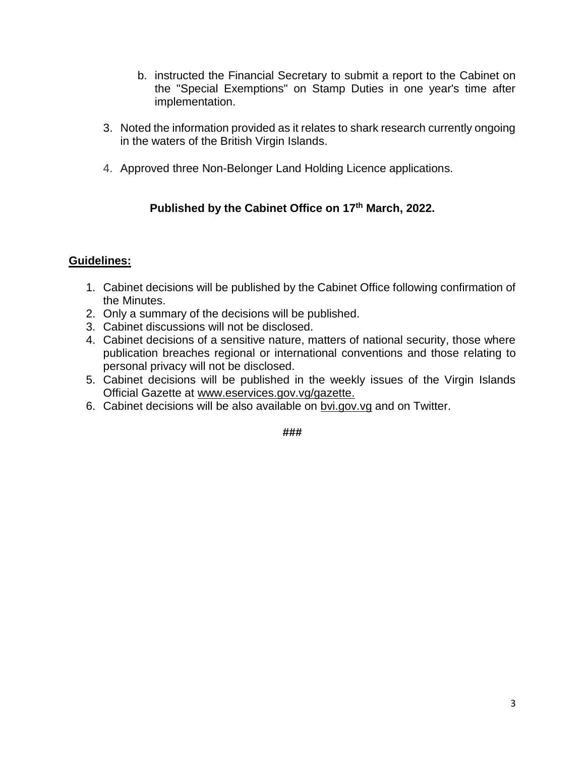b. instructed the Financial Secretary to submit a report to the Cabinet on the "Special Exemptions" on Stamp Duties in one year's time after implementation.

3. Noted the information provided as it relates to shark research currently ongoing in the waters of the British Virgin Islands.

4. Approved three Non-Belonger Land Holding Licence applications.

**Published by the Cabinet Office on 17th March, 2022.**

**Guidelines:**

1. Cabinet decisions will be published by the Cabinet Office following confirmation of the Minutes.
2. Only a summary of the decisions will be published.
3. Cabinet discussions will not be disclosed.
4. Cabinet decisions of a sensitive nature, matters of national security, those where publication breaches regional or international conventions and those relating to personal privacy will not be disclosed.
5. Cabinet decisions will be published in the weekly issues of the Virgin Islands Official Gazette at www.eservices.gov.vg/gazette.
6. Cabinet decisions will be also available on bvi.gov.vg and on Twitter.

###